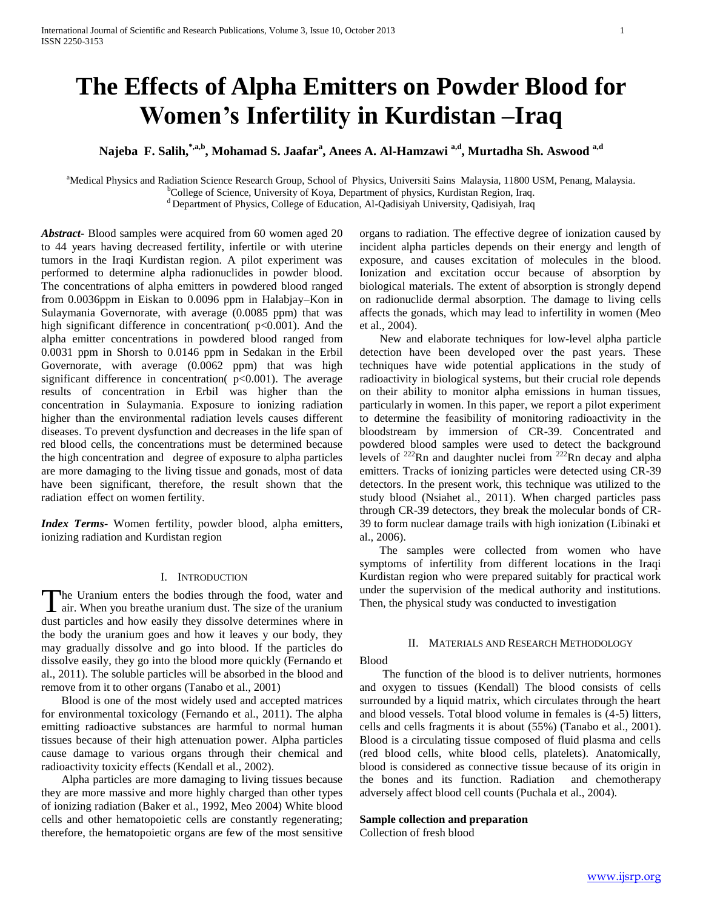# The Effects of Alpha Emitters on Powder Blood for Women's Infertility in Kurdistan –Iraq

**Najeba F. Salih,[*,a,b], Mohamad S. Jaafar[a], Anees A. Al-Hamzawi [a,d], Murtadha Sh. Aswood [a,d]**

[a]Medical Physics and Radiation Science Research Group, School of Physics, Universiti Sains Malaysia, 11800 USM, Penang, Malaysia.
[b]College of Science, University of Koya, Department of physics, Kurdistan Region, Iraq.
[d] Department of Physics, College of Education, Al-Qadisiyah University, Qadisiyah, Iraq

***Abstract***- Blood samples were acquired from 60 women aged 20 to 44 years having decreased fertility, infertile or with uterine tumors in the Iraqi Kurdistan region. A pilot experiment was performed to determine alpha radionuclides in powder blood. The concentrations of alpha emitters in powdered blood ranged from 0.0036ppm in Eiskan to 0.0096 ppm in Halabjay–Kon in Sulaymania Governorate, with average (0.0085 ppm) that was high significant difference in concentration( $p<0.001$). And the alpha emitter concentrations in powdered blood ranged from 0.0031 ppm in Shorsh to 0.0146 ppm in Sedakan in the Erbil Governorate, with average (0.0062 ppm) that was high significant difference in concentration( $p<0.001$). The average results of concentration in Erbil was higher than the concentration in Sulaymania. Exposure to ionizing radiation higher than the environmental radiation levels causes different diseases. To prevent dysfunction and decreases in the life span of red blood cells, the concentrations must be determined because the high concentration and degree of exposure to alpha particles are more damaging to the living tissue and gonads, most of data have been significant, therefore, the result shown that the radiation effect on women fertility.

***Index Terms***- Women fertility, powder blood, alpha emitters, ionizing radiation and Kurdistan region

## I. Introduction

The Uranium enters the bodies through the food, water and air. When you breathe uranium dust. The size of the uranium dust particles and how easily they dissolve determines where in the body the uranium goes and how it leaves y our body, they may gradually dissolve and go into blood. If the particles do dissolve easily, they go into the blood more quickly (Fernando et al., 2011). The soluble particles will be absorbed in the blood and remove from it to other organs (Tanabo et al., 2001)

Blood is one of the most widely used and accepted matrices for environmental toxicology (Fernando et al., 2011). The alpha emitting radioactive substances are harmful to normal human tissues because of their high attenuation power. Alpha particles cause damage to various organs through their chemical and radioactivity toxicity effects (Kendall et al., 2002).

Alpha particles are more damaging to living tissues because they are more massive and more highly charged than other types of ionizing radiation (Baker et al., 1992, Meo 2004) White blood cells and other hematopoietic cells are constantly regenerating; therefore, the hematopoietic organs are few of the most sensitive organs to radiation. The effective degree of ionization caused by incident alpha particles depends on their energy and length of exposure, and causes excitation of molecules in the blood. Ionization and excitation occur because of absorption by biological materials. The extent of absorption is strongly depend on radionuclide dermal absorption. The damage to living cells affects the gonads, which may lead to infertility in women (Meo et al., 2004).

New and elaborate techniques for low-level alpha particle detection have been developed over the past years. These techniques have wide potential applications in the study of radioactivity in biological systems, but their crucial role depends on their ability to monitor alpha emissions in human tissues, particularly in women. In this paper, we report a pilot experiment to determine the feasibility of monitoring radioactivity in the bloodstream by immersion of CR-39. Concentrated and powdered blood samples were used to detect the background levels of $^{222}Rn$ and daughter nuclei from $^{222}Rn$ decay and alpha emitters. Tracks of ionizing particles were detected using CR-39 detectors. In the present work, this technique was utilized to the study blood (Nsiahet al., 2011). When charged particles pass through CR-39 detectors, they break the molecular bonds of CR-39 to form nuclear damage trails with high ionization (Libinaki et al., 2006).

The samples were collected from women who have symptoms of infertility from different locations in the Iraqi Kurdistan region who were prepared suitably for practical work under the supervision of the medical authority and institutions. Then, the physical study was conducted to investigation

## II. Materials and Research Methodology

Blood

The function of the blood is to deliver nutrients, hormones and oxygen to tissues (Kendall) The blood consists of cells surrounded by a liquid matrix, which circulates through the heart and blood vessels. Total blood volume in females is (4-5) litters, cells and cells fragments it is about (55%) (Tanabo et al., 2001). Blood is a circulating tissue composed of fluid plasma and cells (red blood cells, white blood cells, platelets). Anatomically, blood is considered as connective tissue because of its origin in the bones and its function. Radiation and chemotherapy adversely affect blood cell counts (Puchala et al., 2004).

**Sample collection and preparation**

Collection of fresh blood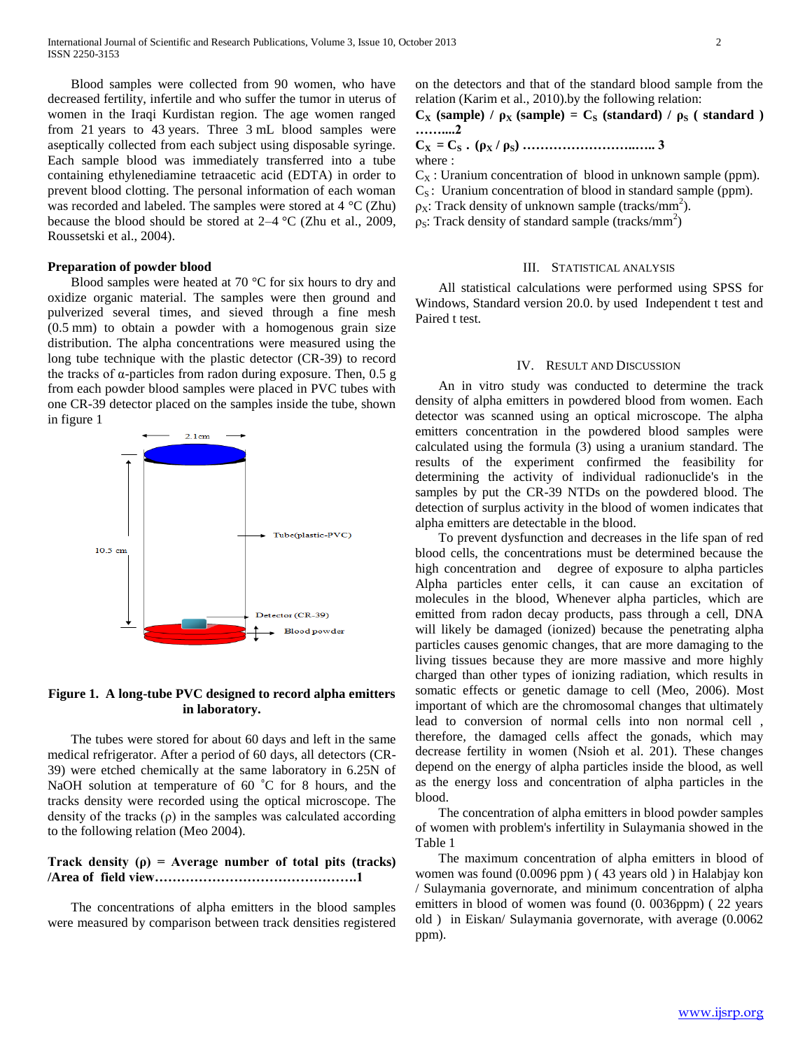Blood samples were collected from 90 women, who have decreased fertility, infertile and who suffer the tumor in uterus of women in the Iraqi Kurdistan region. The age women ranged from 21 years to 43 years. Three 3 mL blood samples were aseptically collected from each subject using disposable syringe. Each sample blood was immediately transferred into a tube containing ethylenediamine tetraacetic acid (EDTA) in order to prevent blood clotting. The personal information of each woman was recorded and labeled. The samples were stored at 4 °C (Zhu) because the blood should be stored at 2–4 °C (Zhu et al., 2009, Roussetski et al., 2004).

### Preparation of powder blood

Blood samples were heated at 70 °C for six hours to dry and oxidize organic material. The samples were then ground and pulverized several times, and sieved through a fine mesh (0.5 mm) to obtain a powder with a homogenous grain size distribution. The alpha concentrations were measured using the long tube technique with the plastic detector (CR-39) to record the tracks of α-particles from radon during exposure. Then, 0.5 g from each powder blood samples were placed in PVC tubes with one CR-39 detector placed on the samples inside the tube, shown in figure 1

**Figure 1. A long-tube PVC designed to record alpha emitters in laboratory.**

The tubes were stored for about 60 days and left in the same medical refrigerator. After a period of 60 days, all detectors (CR-39) were etched chemically at the same laboratory in 6.25N of NaOH solution at temperature of 60 °C for 8 hours, and the tracks density were recorded using the optical microscope. The density of the tracks (ρ) in the samples was calculated according to the following relation (Meo 2004).

**Track density (ρ) = Average number of total pits (tracks) /Area of field view……………………………………….1**

The concentrations of alpha emitters in the blood samples were measured by comparison between track densities registered on the detectors and that of the standard blood sample from the relation (Karim et al., 2010).by the following relation:

$$C_X \text{ (sample)} / \rho_X \text{ (sample)} = C_S \text{ (standard)} / \rho_S \text{ (standard)} \quad \ldots\ldots\ldots 2$$

$$C_X = C_S \cdot (\rho_X / \rho_S) \quad \ldots\ldots\ldots 3$$

where :

$C_X$ : Uranium concentration of blood in unknown sample (ppm).
$C_S$ : Uranium concentration of blood in standard sample (ppm).
$\rho_X$: Track density of unknown sample (tracks/mm$^2$).
$\rho_S$: Track density of standard sample (tracks/mm$^2$)

## III. Statistical Analysis

All statistical calculations were performed using SPSS for Windows, Standard version 20.0. by used Independent t test and Paired t test.

## IV. Result and Discussion

An in vitro study was conducted to determine the track density of alpha emitters in powdered blood from women. Each detector was scanned using an optical microscope. The alpha emitters concentration in the powdered blood samples were calculated using the formula (3) using a uranium standard. The results of the experiment confirmed the feasibility for determining the activity of individual radionuclide's in the samples by put the CR-39 NTDs on the powdered blood. The detection of surplus activity in the blood of women indicates that alpha emitters are detectable in the blood.

To prevent dysfunction and decreases in the life span of red blood cells, the concentrations must be determined because the high concentration and degree of exposure to alpha particles Alpha particles enter cells, it can cause an excitation of molecules in the blood, Whenever alpha particles, which are emitted from radon decay products, pass through a cell, DNA will likely be damaged (ionized) because the penetrating alpha particles causes genomic changes, that are more damaging to the living tissues because they are more massive and more highly charged than other types of ionizing radiation, which results in somatic effects or genetic damage to cell (Meo, 2006). Most important of which are the chromosomal changes that ultimately lead to conversion of normal cells into non normal cell , therefore, the damaged cells affect the gonads, which may decrease fertility in women (Nsioh et al. 201). These changes depend on the energy of alpha particles inside the blood, as well as the energy loss and concentration of alpha particles in the blood.

The concentration of alpha emitters in blood powder samples of women with problem's infertility in Sulaymania showed in the Table 1

The maximum concentration of alpha emitters in blood of women was found (0.0096 ppm ) ( 43 years old ) in Halabjay kon / Sulaymania governorate, and minimum concentration of alpha emitters in blood of women was found (0. 0036ppm) ( 22 years old ) in Eiskan/ Sulaymania governorate, with average (0.0062 ppm).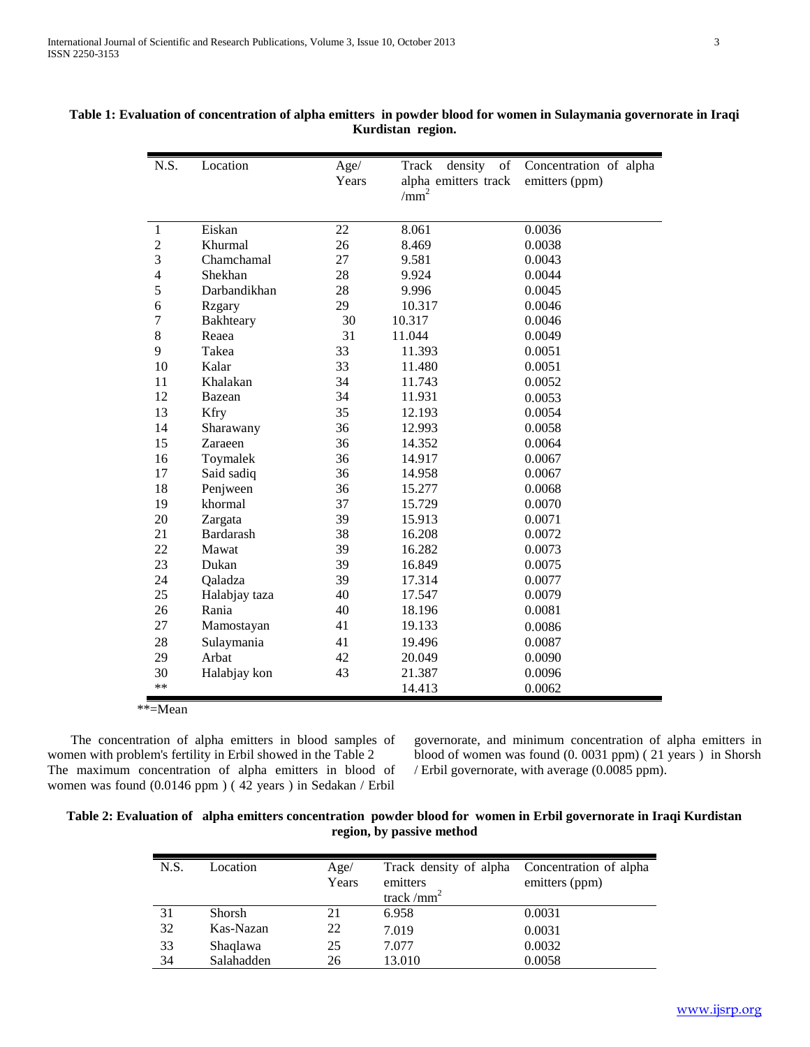**Table 1: Evaluation of concentration of alpha emitters in powder blood for women in Sulaymania governorate in Iraqi Kurdistan region.**

| N.S. | Location | Age/ Years | Track density of alpha emitters track /mm$^2$ | Concentration of alpha emitters (ppm) |
|---|---|---|---|---|
| 1 | Eiskan | 22 | 8.061 | 0.0036 |
| 2 | Khurmal | 26 | 8.469 | 0.0038 |
| 3 | Chamchamal | 27 | 9.581 | 0.0043 |
| 4 | Shekhan | 28 | 9.924 | 0.0044 |
| 5 | Darbandikhan | 28 | 9.996 | 0.0045 |
| 6 | Rzgary | 29 | 10.317 | 0.0046 |
| 7 | Bakhteary | 30 | 10.317 | 0.0046 |
| 8 | Reaea | 31 | 11.044 | 0.0049 |
| 9 | Takea | 33 | 11.393 | 0.0051 |
| 10 | Kalar | 33 | 11.480 | 0.0051 |
| 11 | Khalakan | 34 | 11.743 | 0.0052 |
| 12 | Bazean | 34 | 11.931 | 0.0053 |
| 13 | Kfry | 35 | 12.193 | 0.0054 |
| 14 | Sharawany | 36 | 12.993 | 0.0058 |
| 15 | Zaraeen | 36 | 14.352 | 0.0064 |
| 16 | Toymalek | 36 | 14.917 | 0.0067 |
| 17 | Said sadiq | 36 | 14.958 | 0.0067 |
| 18 | Penjween | 36 | 15.277 | 0.0068 |
| 19 | khormal | 37 | 15.729 | 0.0070 |
| 20 | Zargata | 39 | 15.913 | 0.0071 |
| 21 | Bardarash | 38 | 16.208 | 0.0072 |
| 22 | Mawat | 39 | 16.282 | 0.0073 |
| 23 | Dukan | 39 | 16.849 | 0.0075 |
| 24 | Qaladza | 39 | 17.314 | 0.0077 |
| 25 | Halabjay taza | 40 | 17.547 | 0.0079 |
| 26 | Rania | 40 | 18.196 | 0.0081 |
| 27 | Mamostayan | 41 | 19.133 | 0.0086 |
| 28 | Sulaymania | 41 | 19.496 | 0.0087 |
| 29 | Arbat | 42 | 20.049 | 0.0090 |
| 30 | Halabjay kon | 43 | 21.387 | 0.0096 |
| ** | | | 14.413 | 0.0062 |

**=Mean

The concentration of alpha emitters in blood samples of women with problem's fertility in Erbil showed in the Table 2
The maximum concentration of alpha emitters in blood of women was found (0.0146 ppm ) ( 42 years ) in Sedakan / Erbil governorate, and minimum concentration of alpha emitters in blood of women was found (0. 0031 ppm) ( 21 years ) in Shorsh / Erbil governorate, with average (0.0085 ppm).

**Table 2: Evaluation of alpha emitters concentration powder blood for women in Erbil governorate in Iraqi Kurdistan region, by passive method**

| N.S. | Location | Age/ Years | Track density of alpha emitters track /mm$^2$ | Concentration of alpha emitters (ppm) |
|---|---|---|---|---|
| 31 | Shorsh | 21 | 6.958 | 0.0031 |
| 32 | Kas-Nazan | 22 | 7.019 | 0.0031 |
| 33 | Shaqlawa | 25 | 7.077 | 0.0032 |
| 34 | Salahadden | 26 | 13.010 | 0.0058 |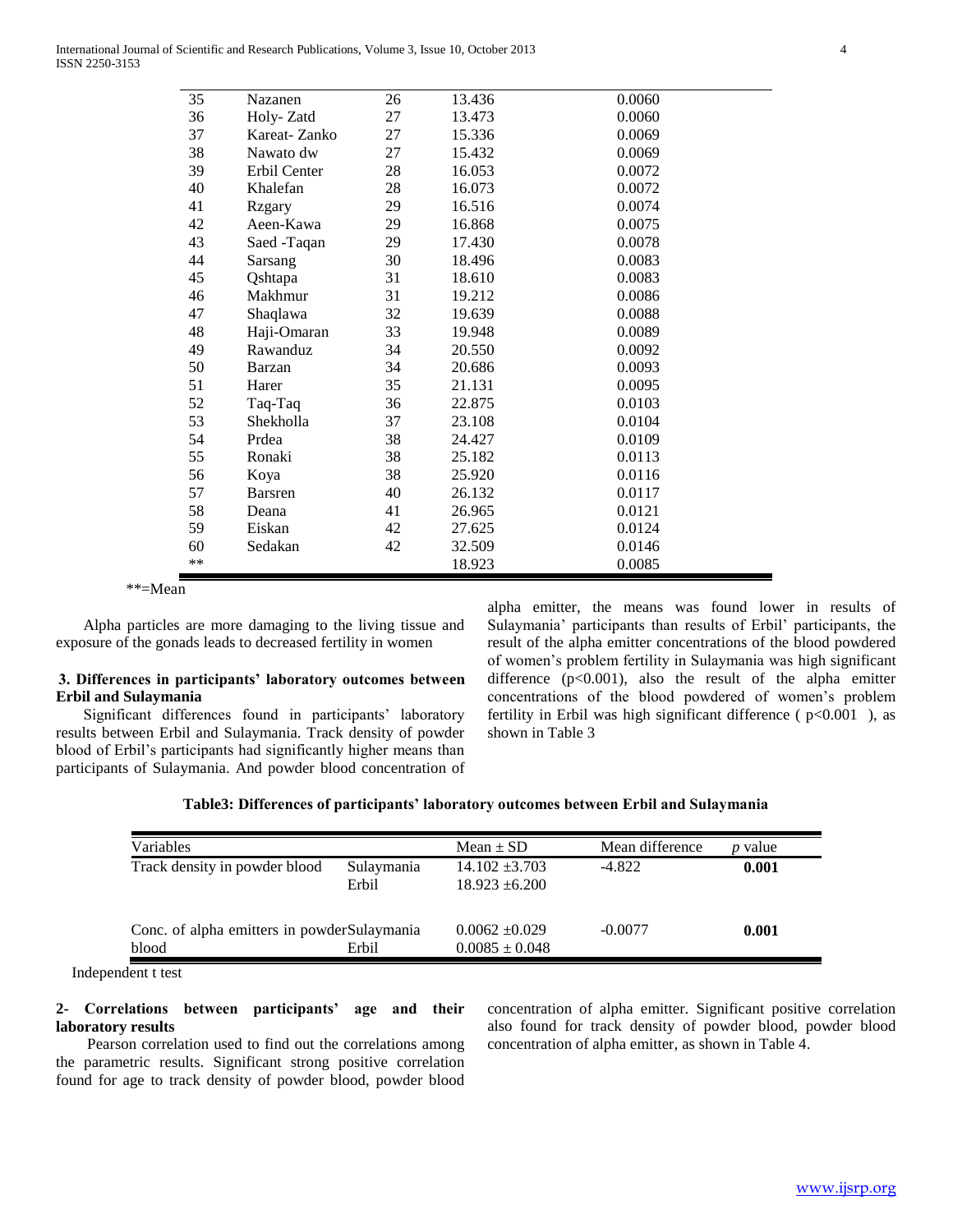| 35 | Nazanen | 26 | 13.436 | 0.0060 |
|---|---|---|---|---|
| 36 | Holy- Zatd | 27 | 13.473 | 0.0060 |
| 37 | Kareat- Zanko | 27 | 15.336 | 0.0069 |
| 38 | Nawato dw | 27 | 15.432 | 0.0069 |
| 39 | Erbil Center | 28 | 16.053 | 0.0072 |
| 40 | Khalefan | 28 | 16.073 | 0.0072 |
| 41 | Rzgary | 29 | 16.516 | 0.0074 |
| 42 | Aeen-Kawa | 29 | 16.868 | 0.0075 |
| 43 | Saed -Taqan | 29 | 17.430 | 0.0078 |
| 44 | Sarsang | 30 | 18.496 | 0.0083 |
| 45 | Qshtapa | 31 | 18.610 | 0.0083 |
| 46 | Makhmur | 31 | 19.212 | 0.0086 |
| 47 | Shaqlawa | 32 | 19.639 | 0.0088 |
| 48 | Haji-Omaran | 33 | 19.948 | 0.0089 |
| 49 | Rawanduz | 34 | 20.550 | 0.0092 |
| 50 | Barzan | 34 | 20.686 | 0.0093 |
| 51 | Harer | 35 | 21.131 | 0.0095 |
| 52 | Taq-Taq | 36 | 22.875 | 0.0103 |
| 53 | Shekholla | 37 | 23.108 | 0.0104 |
| 54 | Prdea | 38 | 24.427 | 0.0109 |
| 55 | Ronaki | 38 | 25.182 | 0.0113 |
| 56 | Koya | 38 | 25.920 | 0.0116 |
| 57 | Barsren | 40 | 26.132 | 0.0117 |
| 58 | Deana | 41 | 26.965 | 0.0121 |
| 59 | Eiskan | 42 | 27.625 | 0.0124 |
| 60 | Sedakan | 42 | 32.509 | 0.0146 |
| ** | | | 18.923 | 0.0085 |

**=Mean

Alpha particles are more damaging to the living tissue and exposure of the gonads leads to decreased fertility in women

### 3. Differences in participants' laboratory outcomes between Erbil and Sulaymania

Significant differences found in participants' laboratory results between Erbil and Sulaymania. Track density of powder blood of Erbil's participants had significantly higher means than participants of Sulaymania. And powder blood concentration of alpha emitter, the means was found lower in results of Sulaymania' participants than results of Erbil' participants, the result of the alpha emitter concentrations of the blood powdered of women's problem fertility in Sulaymania was high significant difference ($p<0.001$), also the result of the alpha emitter concentrations of the blood powdered of women's problem fertility in Erbil was high significant difference ( $p<0.001$ ), as shown in Table 3

**Table3: Differences of participants' laboratory outcomes between Erbil and Sulaymania**

| Variables | | Mean ± SD | Mean difference | *p* value |
|---|---|---|---|---|
| Track density in powder blood | Sulaymania | 14.102 ±3.703 | -4.822 | **0.001** |
| | Erbil | 18.923 ±6.200 | | |
| Conc. of alpha emitters in powder blood | Sulaymania | 0.0062 ±0.029 | -0.0077 | **0.001** |
| | Erbil | 0.0085 ± 0.048 | | |

Independent t test

### 2- Correlations between participants' age and their laboratory results

Pearson correlation used to find out the correlations among the parametric results. Significant strong positive correlation found for age to track density of powder blood, powder blood concentration of alpha emitter. Significant positive correlation also found for track density of powder blood, powder blood concentration of alpha emitter, as shown in Table 4.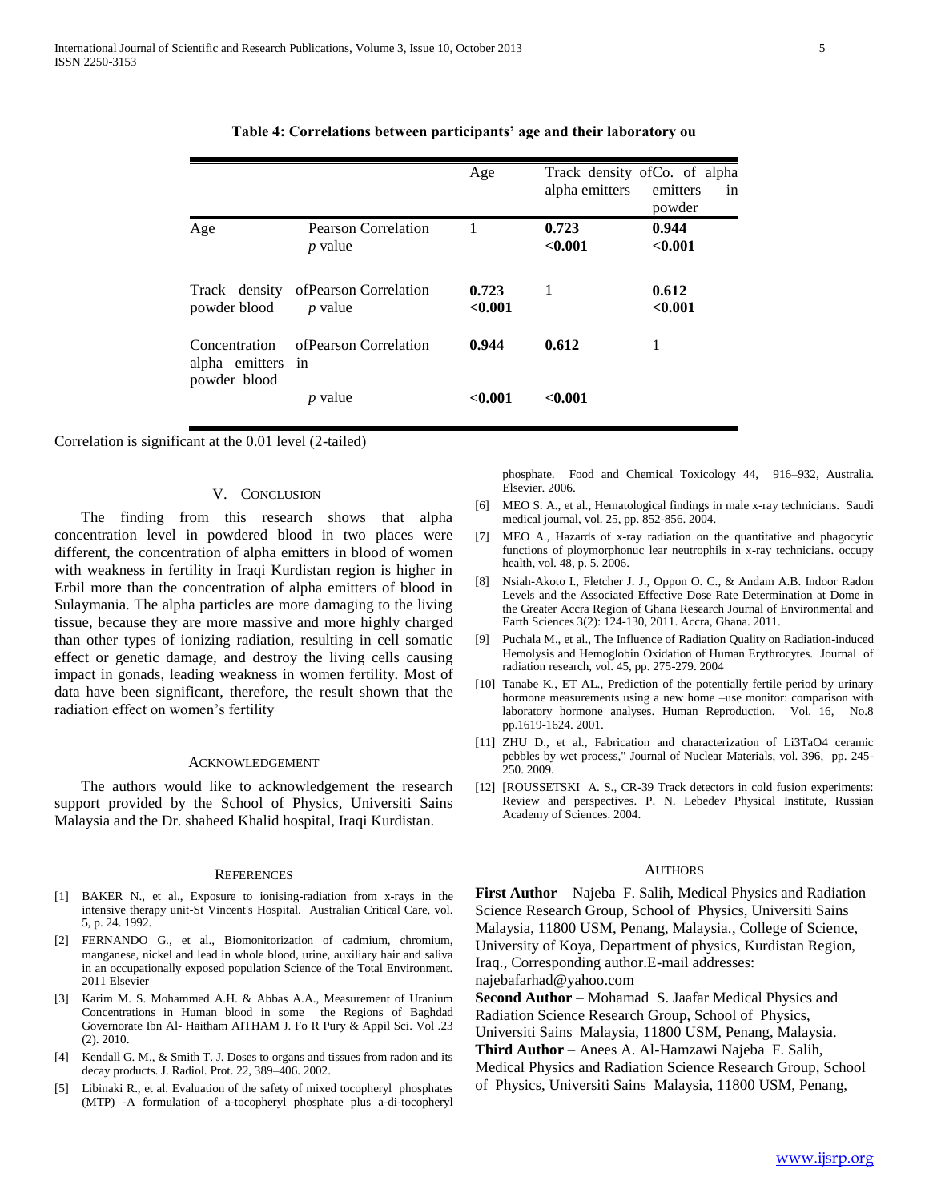**Table 4: Correlations between participants' age and their laboratory ou**

| | | Age | Track density of alpha emitters | Co. of alpha emitters in powder |
|---|---|---|---|---|
| Age | Pearson Correlation | 1 | **0.723** | **0.944** |
| | *p* value | | **<0.001** | **<0.001** |
| Track density of powder blood | Pearson Correlation | **0.723** | 1 | **0.612** |
| | *p* value | **<0.001** | | **<0.001** |
| Concentration of alpha emitters in powder blood | Pearson Correlation | **0.944** | **0.612** | 1 |
| | *p* value | **<0.001** | **<0.001** | |

Correlation is significant at the 0.01 level (2-tailed)

## V. Conclusion

The finding from this research shows that alpha concentration level in powdered blood in two places were different, the concentration of alpha emitters in blood of women with weakness in fertility in Iraqi Kurdistan region is higher in Erbil more than the concentration of alpha emitters of blood in Sulaymania. The alpha particles are more damaging to the living tissue, because they are more massive and more highly charged than other types of ionizing radiation, resulting in cell somatic effect or genetic damage, and destroy the living cells causing impact in gonads, leading weakness in women fertility. Most of data have been significant, therefore, the result shown that the radiation effect on women's fertility

## Acknowledgement

The authors would like to acknowledgement the research support provided by the School of Physics, Universiti Sains Malaysia and the Dr. shaheed Khalid hospital, Iraqi Kurdistan.

## References

[1] BAKER N., et al., Exposure to ionising-radiation from x-rays in the intensive therapy unit-St Vincent's Hospital. Australian Critical Care, vol. 5, p. 24. 1992.

[2] FERNANDO G., et al., Biomonitorization of cadmium, chromium, manganese, nickel and lead in whole blood, urine, auxiliary hair and saliva in an occupationally exposed population Science of the Total Environment. 2011 Elsevier

[3] Karim M. S. Mohammed A.H. & Abbas A.A., Measurement of Uranium Concentrations in Human blood in some the Regions of Baghdad Governorate Ibn Al- Haitham AITHAM J. Fo R Pury & Appil Sci. Vol .23 (2). 2010.

[4] Kendall G. M., & Smith T. J. Doses to organs and tissues from radon and its decay products. J. Radiol. Prot. 22, 389–406. 2002.

[5] Libinaki R., et al. Evaluation of the safety of mixed tocopheryl phosphates (MTP) -A formulation of a-tocopheryl phosphate plus a-di-tocopheryl phosphate. Food and Chemical Toxicology 44, 916–932, Australia. Elsevier. 2006.

[6] MEO S. A., et al., Hematological findings in male x-ray technicians. Saudi medical journal, vol. 25, pp. 852-856. 2004.

[7] MEO A., Hazards of x-ray radiation on the quantitative and phagocytic functions of ploymorphonuc lear neutrophils in x-ray technicians. occupy health, vol. 48, p. 5. 2006.

[8] Nsiah-Akoto I., Fletcher J. J., Oppon O. C., & Andam A.B. Indoor Radon Levels and the Associated Effective Dose Rate Determination at Dome in the Greater Accra Region of Ghana Research Journal of Environmental and Earth Sciences 3(2): 124-130, 2011. Accra, Ghana. 2011.

[9] Puchala M., et al., The Influence of Radiation Quality on Radiation-induced Hemolysis and Hemoglobin Oxidation of Human Erythrocytes. Journal of radiation research, vol. 45, pp. 275-279. 2004

[10] Tanabe K., ET AL., Prediction of the potentially fertile period by urinary hormone measurements using a new home –use monitor: comparison with laboratory hormone analyses. Human Reproduction. Vol. 16, No.8 pp.1619-1624. 2001.

[11] ZHU D., et al., Fabrication and characterization of Li3TaO4 ceramic pebbles by wet process," Journal of Nuclear Materials, vol. 396, pp. 245-250. 2009.

[12] [ROUSSETSKI A. S., CR-39 Track detectors in cold fusion experiments: Review and perspectives. P. N. Lebedev Physical Institute, Russian Academy of Sciences. 2004.

## Authors

**First Author** – Najeba F. Salih, Medical Physics and Radiation Science Research Group, School of Physics, Universiti Sains Malaysia, 11800 USM, Penang, Malaysia., College of Science, University of Koya, Department of physics, Kurdistan Region, Iraq., Corresponding author.E-mail addresses: najebafarhad@yahoo.com

**Second Author** – Mohamad S. Jaafar Medical Physics and Radiation Science Research Group, School of Physics, Universiti Sains Malaysia, 11800 USM, Penang, Malaysia.

**Third Author** – Anees A. Al-Hamzawi Najeba F. Salih, Medical Physics and Radiation Science Research Group, School of Physics, Universiti Sains Malaysia, 11800 USM, Penang,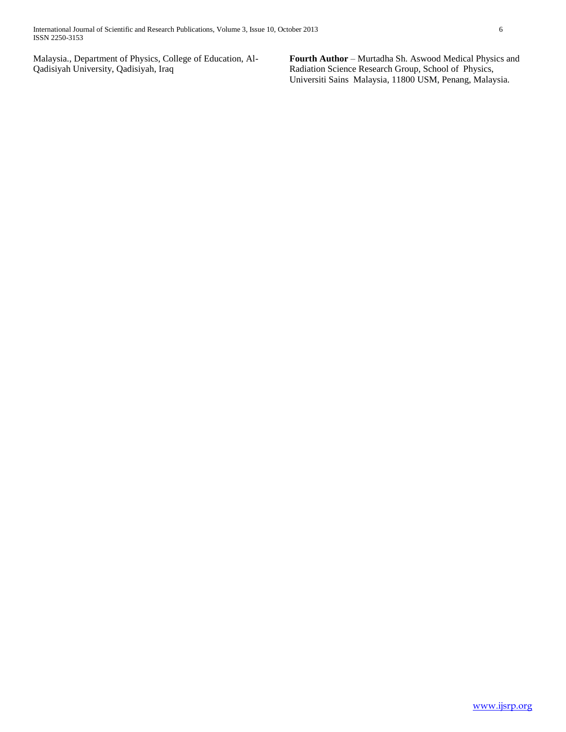Malaysia., Department of Physics, College of Education, Al-Qadisiyah University, Qadisiyah, Iraq

**Fourth Author** – Murtadha Sh. Aswood Medical Physics and Radiation Science Research Group, School of Physics, Universiti Sains Malaysia, 11800 USM, Penang, Malaysia.